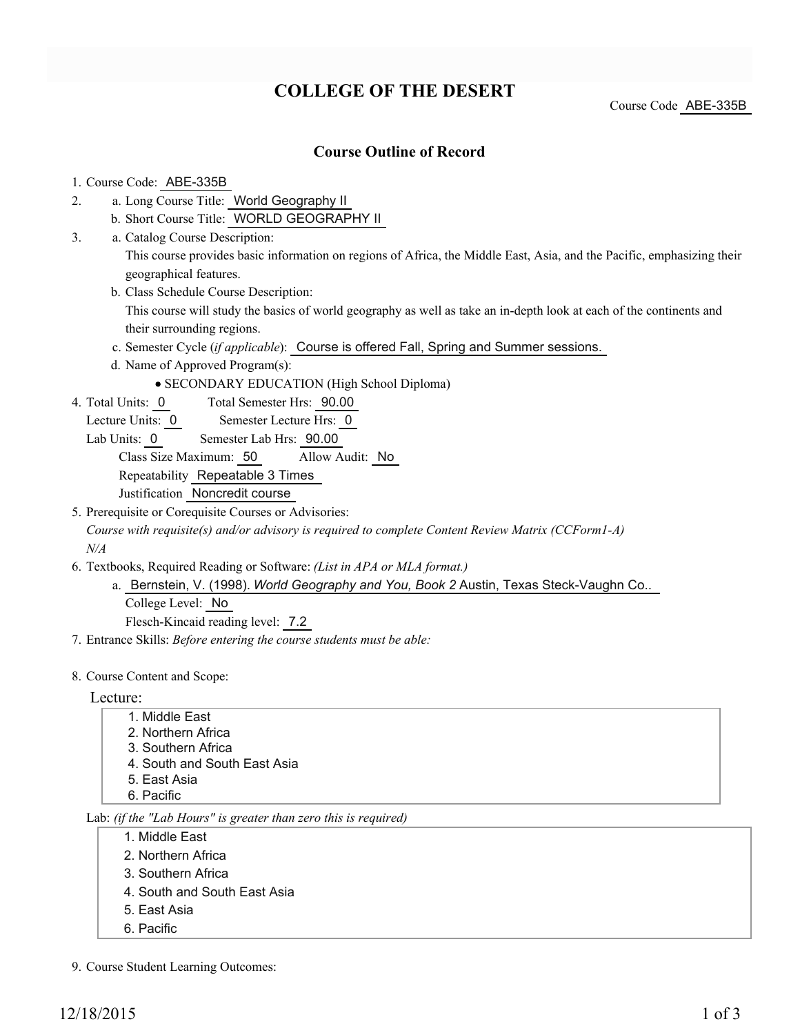# COLLEGE OF THE DESERT

Course Code ABE-335B

## Course Outline of Record

1. Course Code: ABE-335B
2. a. Long Course Title: World Geography II
   b. Short Course Title: WORLD GEOGRAPHY II
3. a. Catalog Course Description:
   This course provides basic information on regions of Africa, the Middle East, Asia, and the Pacific, emphasizing their geographical features.
   b. Class Schedule Course Description:
   This course will study the basics of world geography as well as take an in-depth look at each of the continents and their surrounding regions.
   c. Semester Cycle (*if applicable*): Course is offered Fall, Spring and Summer sessions.
   d. Name of Approved Program(s):
      - SECONDARY EDUCATION (High School Diploma)
4. Total Units: 0 Total Semester Hrs: 90.00
   Lecture Units: 0 Semester Lecture Hrs: 0
   Lab Units: 0 Semester Lab Hrs: 90.00
   Class Size Maximum: 50 Allow Audit: No
   Repeatability Repeatable 3 Times
   Justification Noncredit course
5. Prerequisite or Corequisite Courses or Advisories:
   *Course with requisite(s) and/or advisory is required to complete Content Review Matrix (CCForm1-A)*
   *N/A*
6. Textbooks, Required Reading or Software: *(List in APA or MLA format.)*
   a. Bernstein, V. (1998). *World Geography and You, Book 2* Austin, Texas Steck-Vaughn Co..
      College Level: No
      Flesch-Kincaid reading level: 7.2
7. Entrance Skills: *Before entering the course students must be able:*
8. Course Content and Scope:

Lecture:

1. Middle East
2. Northern Africa
3. Southern Africa
4. South and South East Asia
5. East Asia
6. Pacific

Lab: *(if the "Lab Hours" is greater than zero this is required)*

1. Middle East
2. Northern Africa
3. Southern Africa
4. South and South East Asia
5. East Asia
6. Pacific

9. Course Student Learning Outcomes: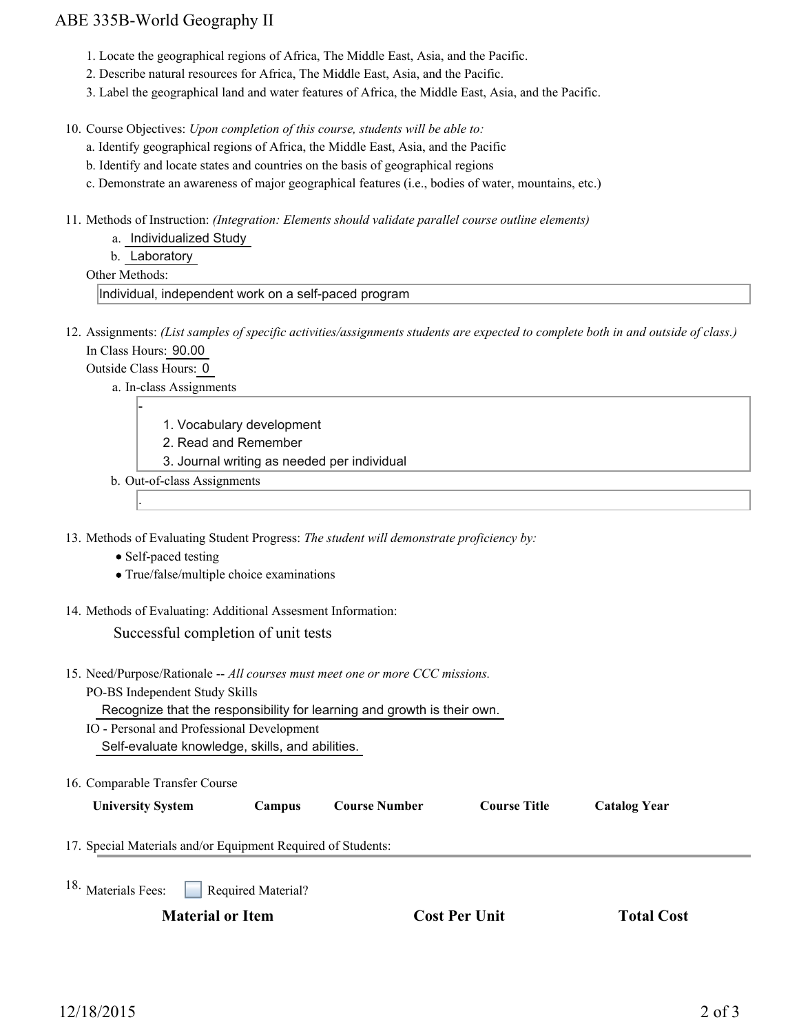1. Locate the geographical regions of Africa, The Middle East, Asia, and the Pacific.
2. Describe natural resources for Africa, The Middle East, Asia, and the Pacific.
3. Label the geographical land and water features of Africa, the Middle East, Asia, and the Pacific.

10. Course Objectives: *Upon completion of this course, students will be able to:*
    a. Identify geographical regions of Africa, the Middle East, Asia, and the Pacific
    b. Identify and locate states and countries on the basis of geographical regions
    c. Demonstrate an awareness of major geographical features (i.e., bodies of water, mountains, etc.)

11. Methods of Instruction: *(Integration: Elements should validate parallel course outline elements)*
    a. Individualized Study
    b. Laboratory

    Other Methods:

    Individual, independent work on a self-paced program

12. Assignments: *(List samples of specific activities/assignments students are expected to complete both in and outside of class.)*

    In Class Hours: 90.00

    Outside Class Hours: 0

    a. In-class Assignments

    -
    1. Vocabulary development
    2. Read and Remember
    3. Journal writing as needed per individual

    b. Out-of-class Assignments

    .

13. Methods of Evaluating Student Progress: *The student will demonstrate proficiency by:*
    - Self-paced testing
    - True/false/multiple choice examinations

14. Methods of Evaluating: Additional Assesment Information:

    Successful completion of unit tests

15. Need/Purpose/Rationale -- *All courses must meet one or more CCC missions.*

    PO-BS Independent Study Skills

    Recognize that the responsibility for learning and growth is their own.

    IO - Personal and Professional Development

    Self-evaluate knowledge, skills, and abilities.

16. Comparable Transfer Course

| University System | Campus | Course Number | Course Title | Catalog Year |
|---|---|---|---|---|

17. Special Materials and/or Equipment Required of Students:

18. Materials Fees: ☐ Required Material?

| Material or Item | Cost Per Unit | Total Cost |
|---|---|---|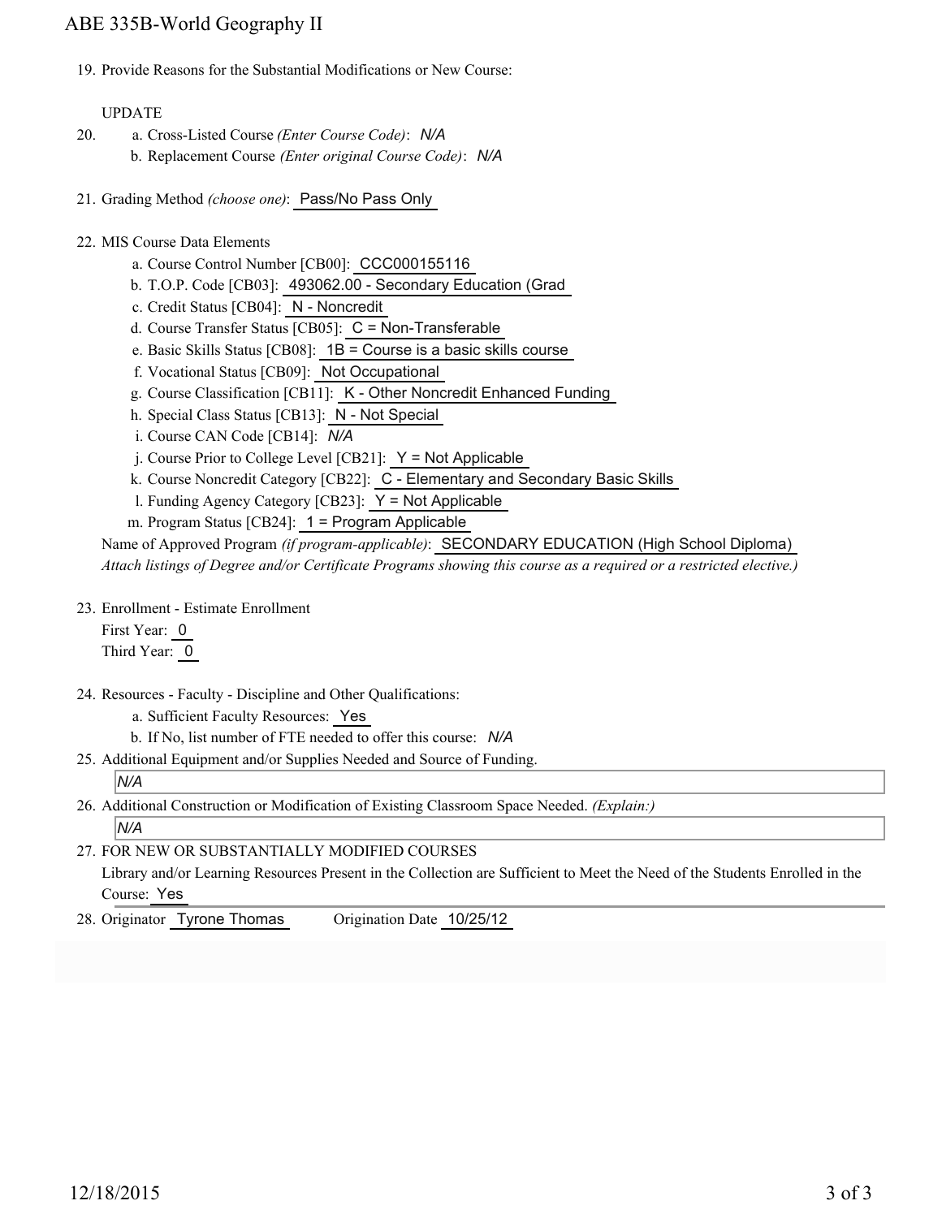19. Provide Reasons for the Substantial Modifications or New Course:

    UPDATE

20. a. Cross-Listed Course *(Enter Course Code)*: *N/A*
    b. Replacement Course *(Enter original Course Code)*: *N/A*

21. Grading Method *(choose one)*: Pass/No Pass Only

22. MIS Course Data Elements
    a. Course Control Number [CB00]: CCC000155116
    b. T.O.P. Code [CB03]: 493062.00 - Secondary Education (Grad
    c. Credit Status [CB04]: N - Noncredit
    d. Course Transfer Status [CB05]: C = Non-Transferable
    e. Basic Skills Status [CB08]: 1B = Course is a basic skills course
    f. Vocational Status [CB09]: Not Occupational
    g. Course Classification [CB11]: K - Other Noncredit Enhanced Funding
    h. Special Class Status [CB13]: N - Not Special
    i. Course CAN Code [CB14]: *N/A*
    j. Course Prior to College Level [CB21]: Y = Not Applicable
    k. Course Noncredit Category [CB22]: C - Elementary and Secondary Basic Skills
    l. Funding Agency Category [CB23]: Y = Not Applicable
    m. Program Status [CB24]: 1 = Program Applicable

    Name of Approved Program *(if program-applicable)*: SECONDARY EDUCATION (High School Diploma)

    *Attach listings of Degree and/or Certificate Programs showing this course as a required or a restricted elective.)*

23. Enrollment - Estimate Enrollment

    First Year: 0

    Third Year: 0

24. Resources - Faculty - Discipline and Other Qualifications:
    a. Sufficient Faculty Resources: Yes
    b. If No, list number of FTE needed to offer this course: *N/A*

25. Additional Equipment and/or Supplies Needed and Source of Funding.

    *N/A*

26. Additional Construction or Modification of Existing Classroom Space Needed. *(Explain:)*

    *N/A*

27. FOR NEW OR SUBSTANTIALLY MODIFIED COURSES

    Library and/or Learning Resources Present in the Collection are Sufficient to Meet the Need of the Students Enrolled in the Course: Yes

28. Originator Tyrone Thomas Origination Date 10/25/12